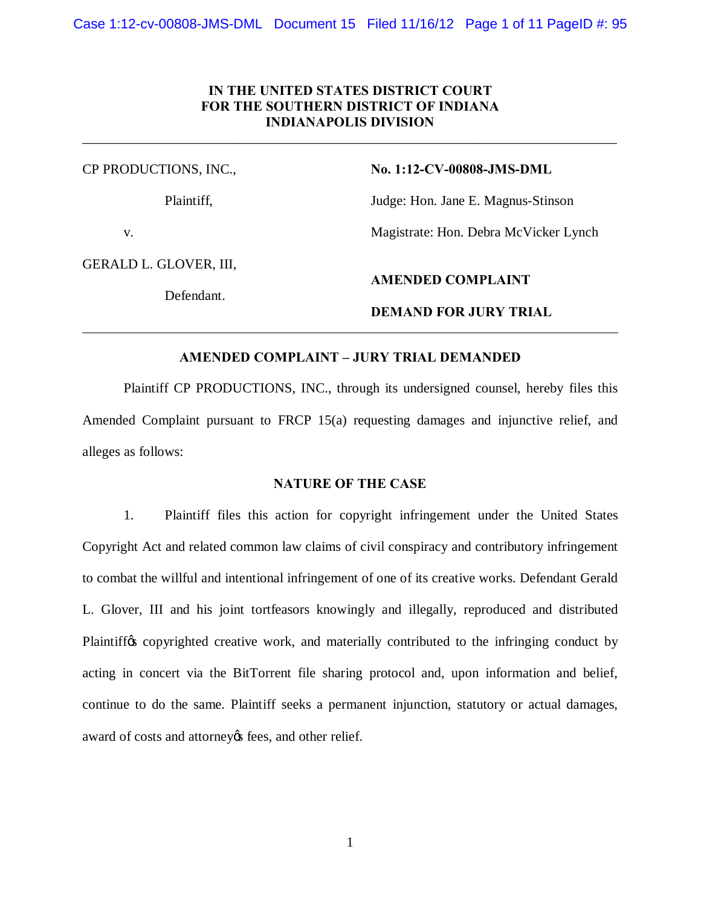**IN THE UNITED STATES DISTRICT COURT**
**FOR THE SOUTHERN DISTRICT OF INDIANA**
**INDIANAPOLIS DIVISION**

| | |
|---|---|
| CP PRODUCTIONS, INC., | **No. 1:12-CV-00808-JMS-DML** |
| Plaintiff, | Judge: Hon. Jane E. Magnus-Stinson |
| v. | Magistrate: Hon. Debra McVicker Lynch |
| GERALD L. GLOVER, III, | **AMENDED COMPLAINT** |
| Defendant. | **DEMAND FOR JURY TRIAL** |

## AMENDED COMPLAINT – JURY TRIAL DEMANDED

Plaintiff CP PRODUCTIONS, INC., through its undersigned counsel, hereby files this Amended Complaint pursuant to FRCP 15(a) requesting damages and injunctive relief, and alleges as follows:

## NATURE OF THE CASE

1. Plaintiff files this action for copyright infringement under the United States Copyright Act and related common law claims of civil conspiracy and contributory infringement to combat the willful and intentional infringement of one of its creative works. Defendant Gerald L. Glover, III and his joint tortfeasors knowingly and illegally, reproduced and distributed Plaintiff's copyrighted creative work, and materially contributed to the infringing conduct by acting in concert via the BitTorrent file sharing protocol and, upon information and belief, continue to do the same. Plaintiff seeks a permanent injunction, statutory or actual damages, award of costs and attorney's fees, and other relief.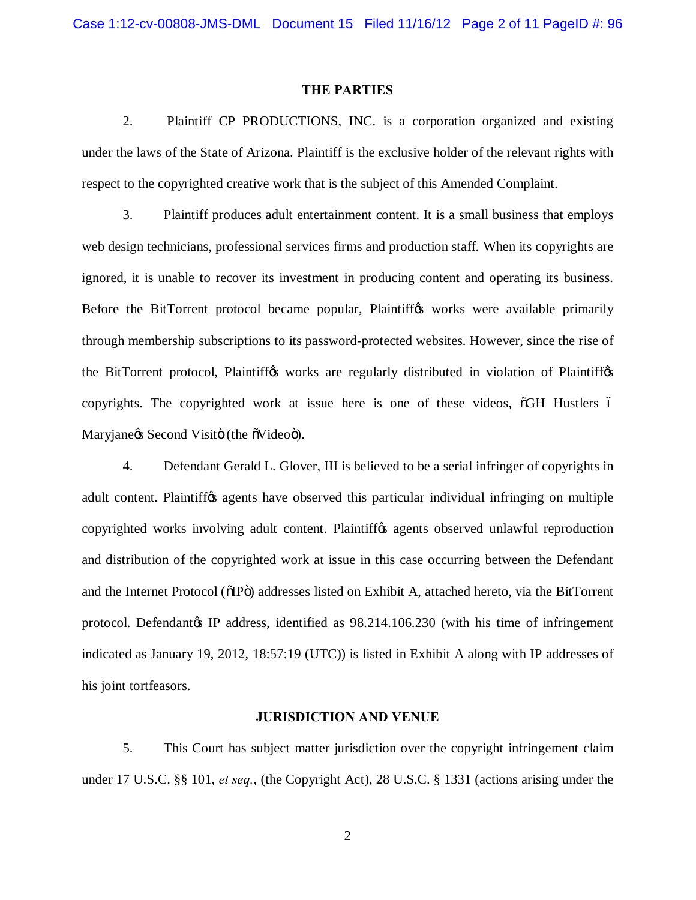## THE PARTIES

2. Plaintiff CP PRODUCTIONS, INC. is a corporation organized and existing under the laws of the State of Arizona. Plaintiff is the exclusive holder of the relevant rights with respect to the copyrighted creative work that is the subject of this Amended Complaint.

3. Plaintiff produces adult entertainment content. It is a small business that employs web design technicians, professional services firms and production staff. When its copyrights are ignored, it is unable to recover its investment in producing content and operating its business. Before the BitTorrent protocol became popular, Plaintiff's works were available primarily through membership subscriptions to its password-protected websites. However, since the rise of the BitTorrent protocol, Plaintiff's works are regularly distributed in violation of Plaintiff's copyrights. The copyrighted work at issue here is one of these videos, "GH Hustlers – Maryjane's Second Visit" (the "Video").

4. Defendant Gerald L. Glover, III is believed to be a serial infringer of copyrights in adult content. Plaintiff's agents have observed this particular individual infringing on multiple copyrighted works involving adult content. Plaintiff's agents observed unlawful reproduction and distribution of the copyrighted work at issue in this case occurring between the Defendant and the Internet Protocol ("IP") addresses listed on Exhibit A, attached hereto, via the BitTorrent protocol. Defendant's IP address, identified as 98.214.106.230 (with his time of infringement indicated as January 19, 2012, 18:57:19 (UTC)) is listed in Exhibit A along with IP addresses of his joint tortfeasors.

## JURISDICTION AND VENUE

5. This Court has subject matter jurisdiction over the copyright infringement claim under 17 U.S.C. §§ 101, *et seq.*, (the Copyright Act), 28 U.S.C. § 1331 (actions arising under the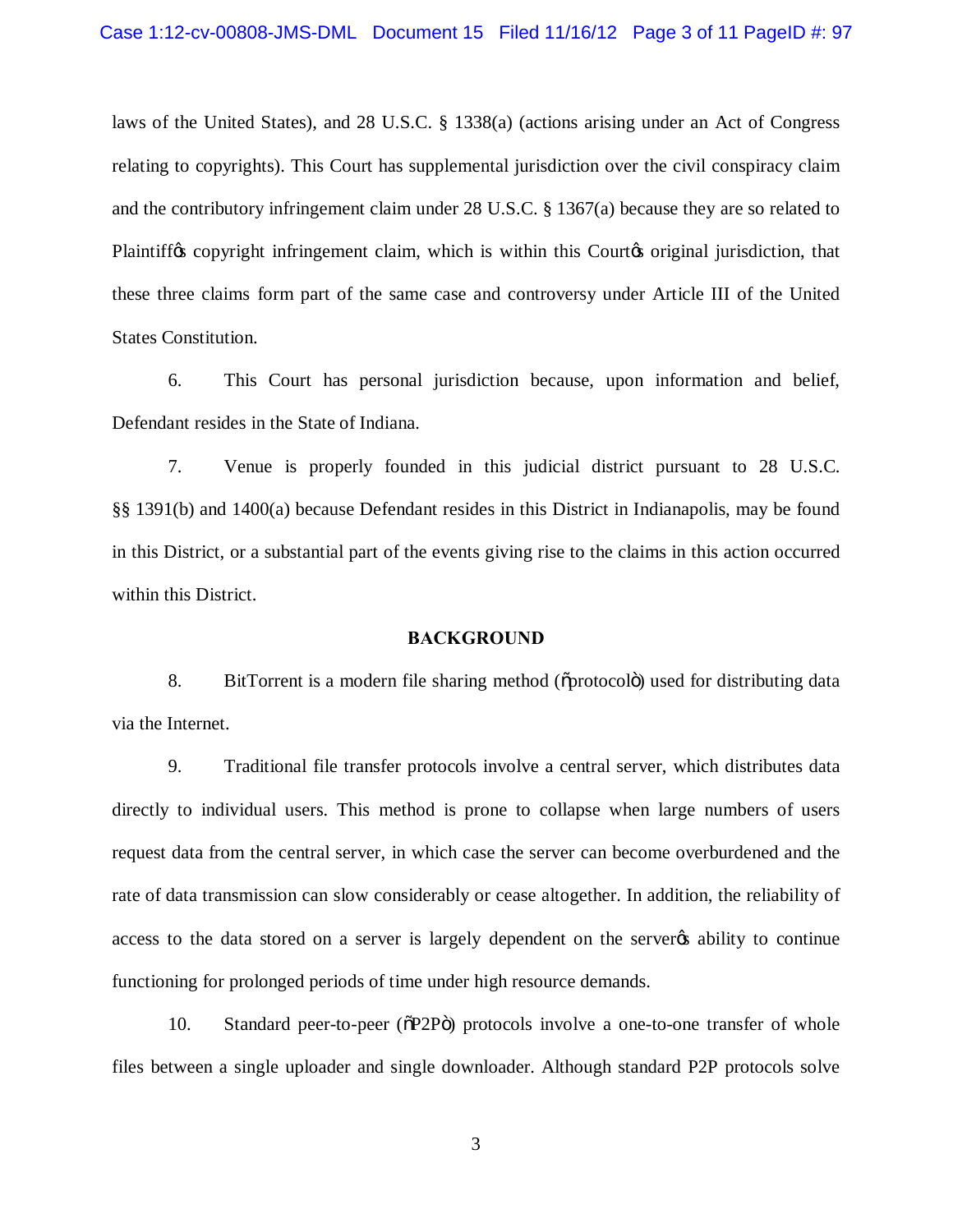laws of the United States), and 28 U.S.C. § 1338(a) (actions arising under an Act of Congress relating to copyrights). This Court has supplemental jurisdiction over the civil conspiracy claim and the contributory infringement claim under 28 U.S.C. § 1367(a) because they are so related to Plaintiff's copyright infringement claim, which is within this Court's original jurisdiction, that these three claims form part of the same case and controversy under Article III of the United States Constitution.

6. This Court has personal jurisdiction because, upon information and belief, Defendant resides in the State of Indiana.

7. Venue is properly founded in this judicial district pursuant to 28 U.S.C. §§ 1391(b) and 1400(a) because Defendant resides in this District in Indianapolis, may be found in this District, or a substantial part of the events giving rise to the claims in this action occurred within this District.

## BACKGROUND

8. BitTorrent is a modern file sharing method ("protocol") used for distributing data via the Internet.

9. Traditional file transfer protocols involve a central server, which distributes data directly to individual users. This method is prone to collapse when large numbers of users request data from the central server, in which case the server can become overburdened and the rate of data transmission can slow considerably or cease altogether. In addition, the reliability of access to the data stored on a server is largely dependent on the server's ability to continue functioning for prolonged periods of time under high resource demands.

10. Standard peer-to-peer ("P2P") protocols involve a one-to-one transfer of whole files between a single uploader and single downloader. Although standard P2P protocols solve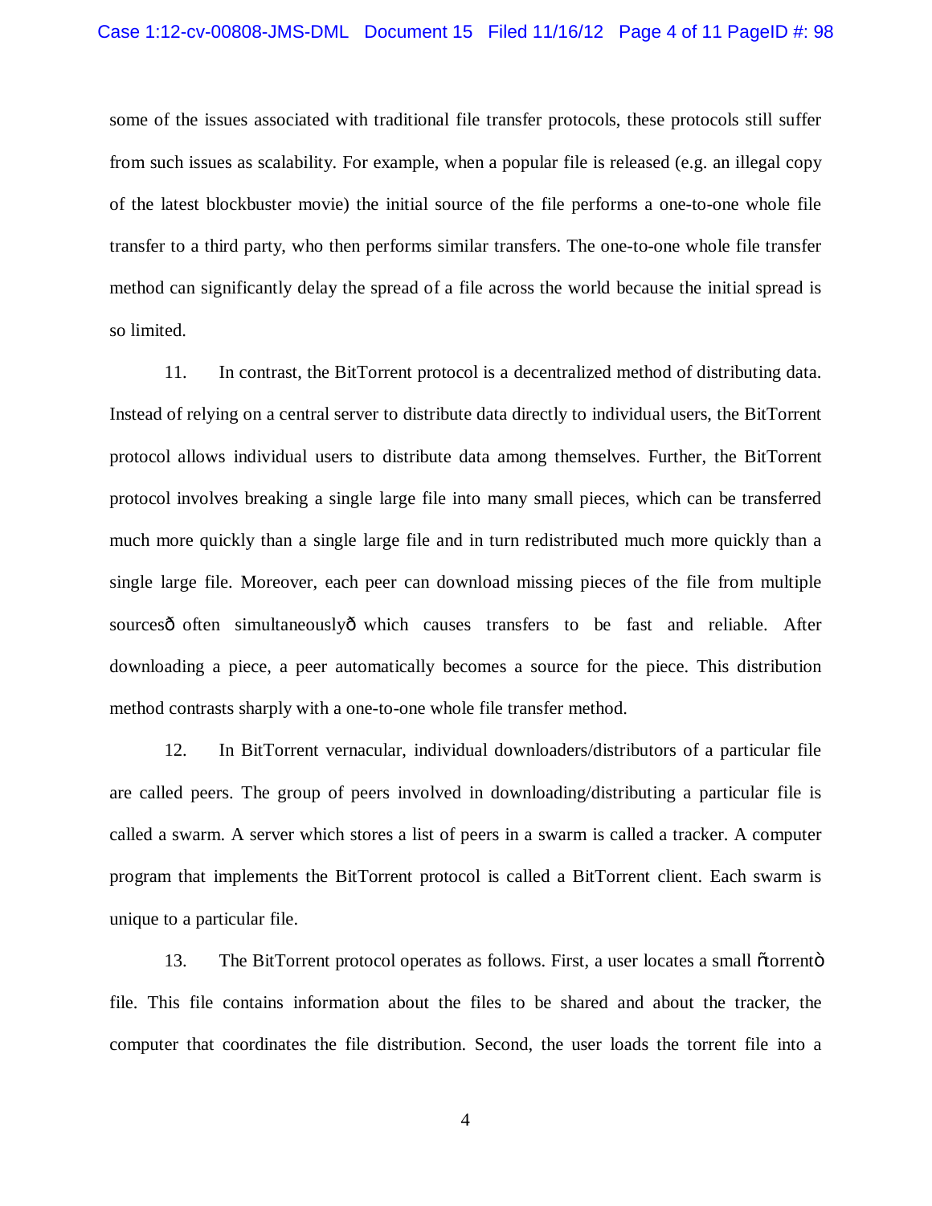some of the issues associated with traditional file transfer protocols, these protocols still suffer from such issues as scalability. For example, when a popular file is released (e.g. an illegal copy of the latest blockbuster movie) the initial source of the file performs a one-to-one whole file transfer to a third party, who then performs similar transfers. The one-to-one whole file transfer method can significantly delay the spread of a file across the world because the initial spread is so limited.

11. In contrast, the BitTorrent protocol is a decentralized method of distributing data. Instead of relying on a central server to distribute data directly to individual users, the BitTorrent protocol allows individual users to distribute data among themselves. Further, the BitTorrent protocol involves breaking a single large file into many small pieces, which can be transferred much more quickly than a single large file and in turn redistributed much more quickly than a single large file. Moreover, each peer can download missing pieces of the file from multiple sourcesô often simultaneouslyô which causes transfers to be fast and reliable. After downloading a piece, a peer automatically becomes a source for the piece. This distribution method contrasts sharply with a one-to-one whole file transfer method.

12. In BitTorrent vernacular, individual downloaders/distributors of a particular file are called peers. The group of peers involved in downloading/distributing a particular file is called a swarm. A server which stores a list of peers in a swarm is called a tracker. A computer program that implements the BitTorrent protocol is called a BitTorrent client. Each swarm is unique to a particular file.

13. The BitTorrent protocol operates as follows. First, a user locates a small õtorrentö file. This file contains information about the files to be shared and about the tracker, the computer that coordinates the file distribution. Second, the user loads the torrent file into a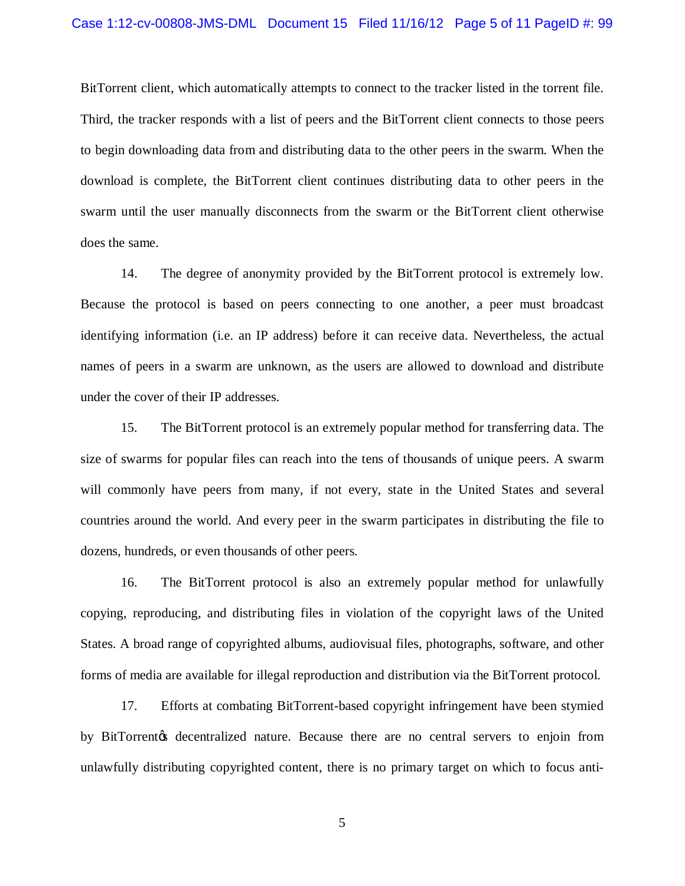BitTorrent client, which automatically attempts to connect to the tracker listed in the torrent file. Third, the tracker responds with a list of peers and the BitTorrent client connects to those peers to begin downloading data from and distributing data to the other peers in the swarm. When the download is complete, the BitTorrent client continues distributing data to other peers in the swarm until the user manually disconnects from the swarm or the BitTorrent client otherwise does the same.

14. The degree of anonymity provided by the BitTorrent protocol is extremely low. Because the protocol is based on peers connecting to one another, a peer must broadcast identifying information (i.e. an IP address) before it can receive data. Nevertheless, the actual names of peers in a swarm are unknown, as the users are allowed to download and distribute under the cover of their IP addresses.

15. The BitTorrent protocol is an extremely popular method for transferring data. The size of swarms for popular files can reach into the tens of thousands of unique peers. A swarm will commonly have peers from many, if not every, state in the United States and several countries around the world. And every peer in the swarm participates in distributing the file to dozens, hundreds, or even thousands of other peers.

16. The BitTorrent protocol is also an extremely popular method for unlawfully copying, reproducing, and distributing files in violation of the copyright laws of the United States. A broad range of copyrighted albums, audiovisual files, photographs, software, and other forms of media are available for illegal reproduction and distribution via the BitTorrent protocol.

17. Efforts at combating BitTorrent-based copyright infringement have been stymied by BitTorrent's decentralized nature. Because there are no central servers to enjoin from unlawfully distributing copyrighted content, there is no primary target on which to focus anti-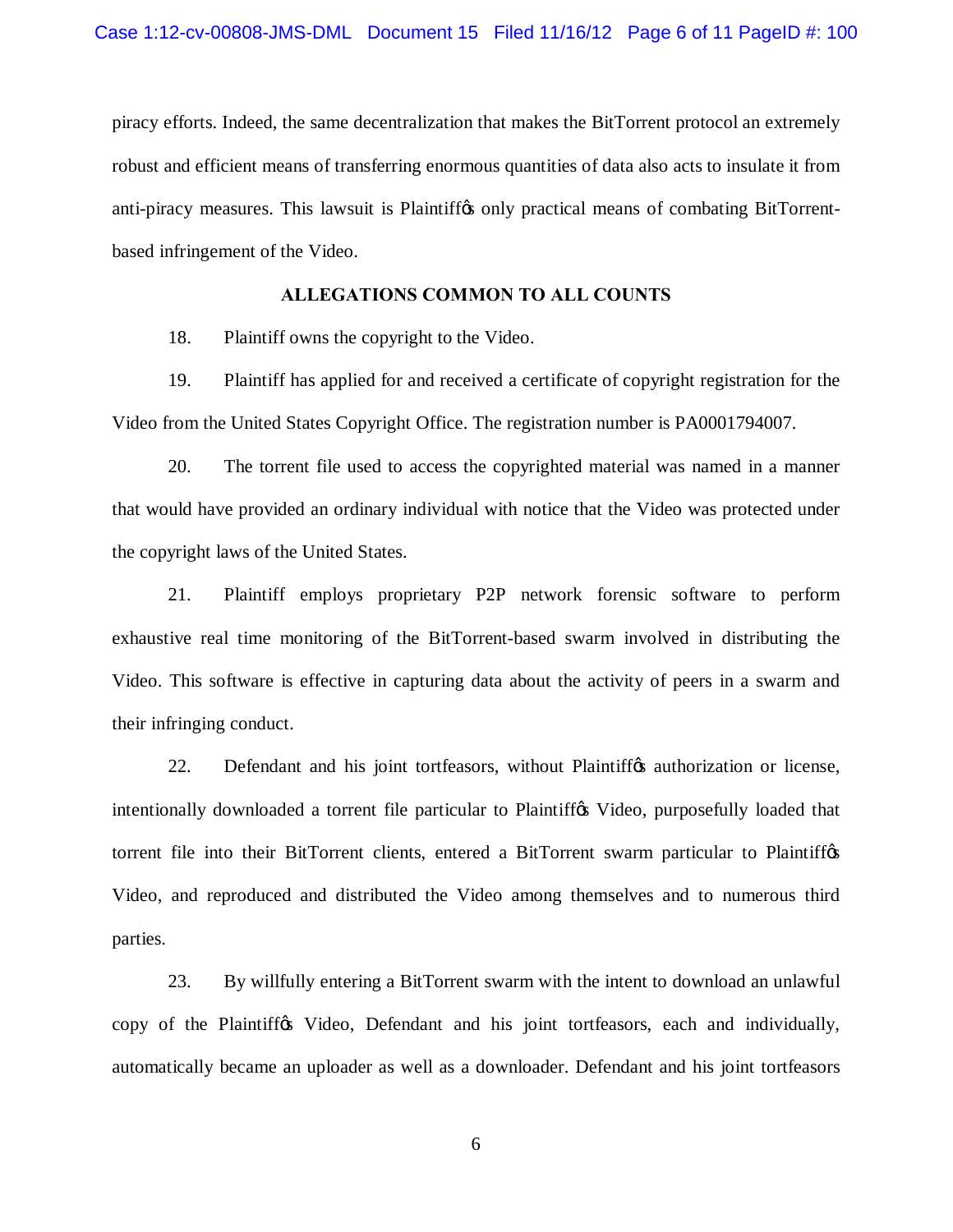piracy efforts. Indeed, the same decentralization that makes the BitTorrent protocol an extremely robust and efficient means of transferring enormous quantities of data also acts to insulate it from anti-piracy measures. This lawsuit is Plaintiff's only practical means of combating BitTorrent-based infringement of the Video.

**ALLEGATIONS COMMON TO ALL COUNTS**

18. Plaintiff owns the copyright to the Video.

19. Plaintiff has applied for and received a certificate of copyright registration for the Video from the United States Copyright Office. The registration number is PA0001794007.

20. The torrent file used to access the copyrighted material was named in a manner that would have provided an ordinary individual with notice that the Video was protected under the copyright laws of the United States.

21. Plaintiff employs proprietary P2P network forensic software to perform exhaustive real time monitoring of the BitTorrent-based swarm involved in distributing the Video. This software is effective in capturing data about the activity of peers in a swarm and their infringing conduct.

22. Defendant and his joint tortfeasors, without Plaintiff's authorization or license, intentionally downloaded a torrent file particular to Plaintiff's Video, purposefully loaded that torrent file into their BitTorrent clients, entered a BitTorrent swarm particular to Plaintiff's Video, and reproduced and distributed the Video among themselves and to numerous third parties.

23. By willfully entering a BitTorrent swarm with the intent to download an unlawful copy of the Plaintiff's Video, Defendant and his joint tortfeasors, each and individually, automatically became an uploader as well as a downloader. Defendant and his joint tortfeasors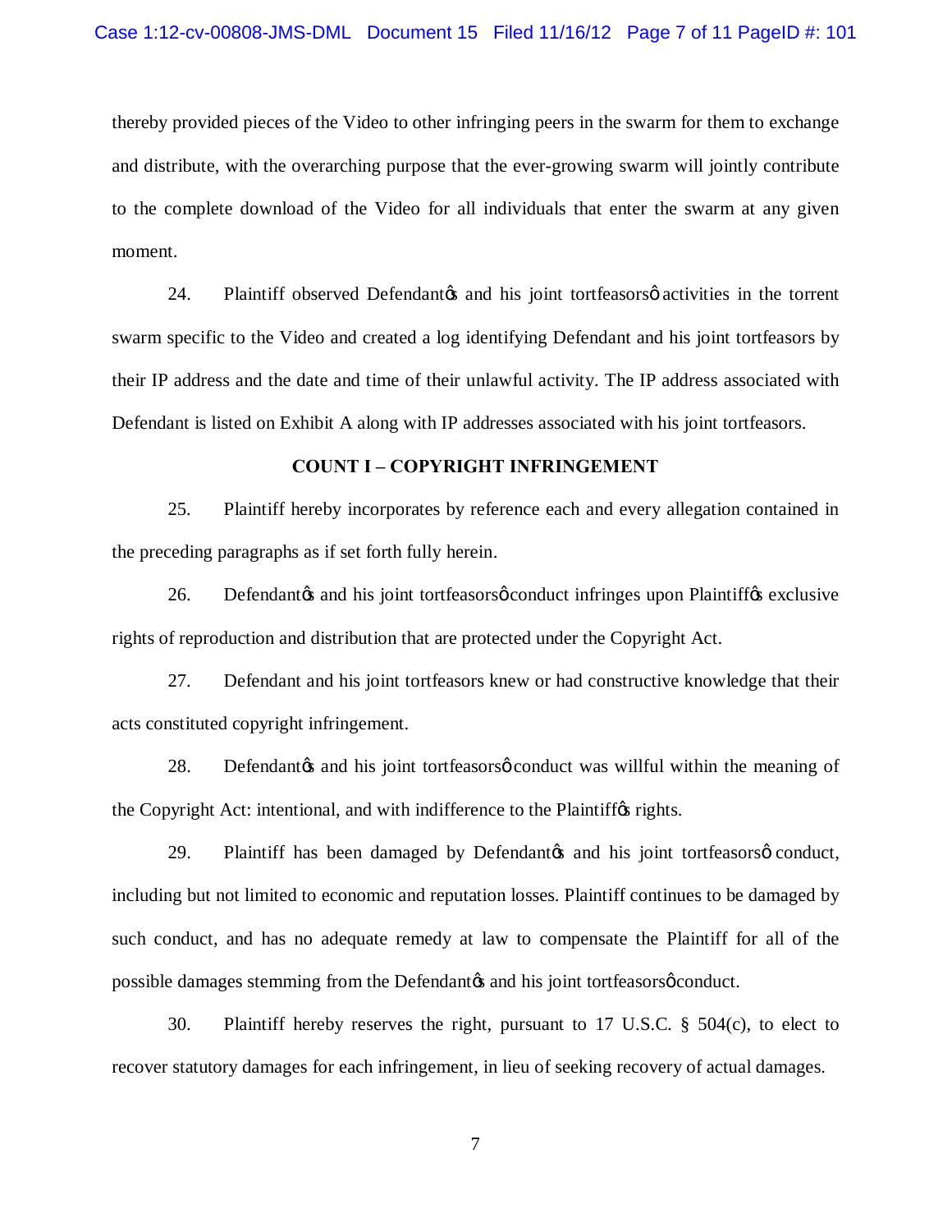thereby provided pieces of the Video to other infringing peers in the swarm for them to exchange and distribute, with the overarching purpose that the ever-growing swarm will jointly contribute to the complete download of the Video for all individuals that enter the swarm at any given moment.

24. Plaintiff observed Defendant's and his joint tortfeasors' activities in the torrent swarm specific to the Video and created a log identifying Defendant and his joint tortfeasors by their IP address and the date and time of their unlawful activity. The IP address associated with Defendant is listed on Exhibit A along with IP addresses associated with his joint tortfeasors.

**COUNT I – COPYRIGHT INFRINGEMENT**

25. Plaintiff hereby incorporates by reference each and every allegation contained in the preceding paragraphs as if set forth fully herein.

26. Defendant's and his joint tortfeasors' conduct infringes upon Plaintiff's exclusive rights of reproduction and distribution that are protected under the Copyright Act.

27. Defendant and his joint tortfeasors knew or had constructive knowledge that their acts constituted copyright infringement.

28. Defendant's and his joint tortfeasors' conduct was willful within the meaning of the Copyright Act: intentional, and with indifference to the Plaintiff's rights.

29. Plaintiff has been damaged by Defendant's and his joint tortfeasors' conduct, including but not limited to economic and reputation losses. Plaintiff continues to be damaged by such conduct, and has no adequate remedy at law to compensate the Plaintiff for all of the possible damages stemming from the Defendant's and his joint tortfeasors' conduct.

30. Plaintiff hereby reserves the right, pursuant to 17 U.S.C. § 504(c), to elect to recover statutory damages for each infringement, in lieu of seeking recovery of actual damages.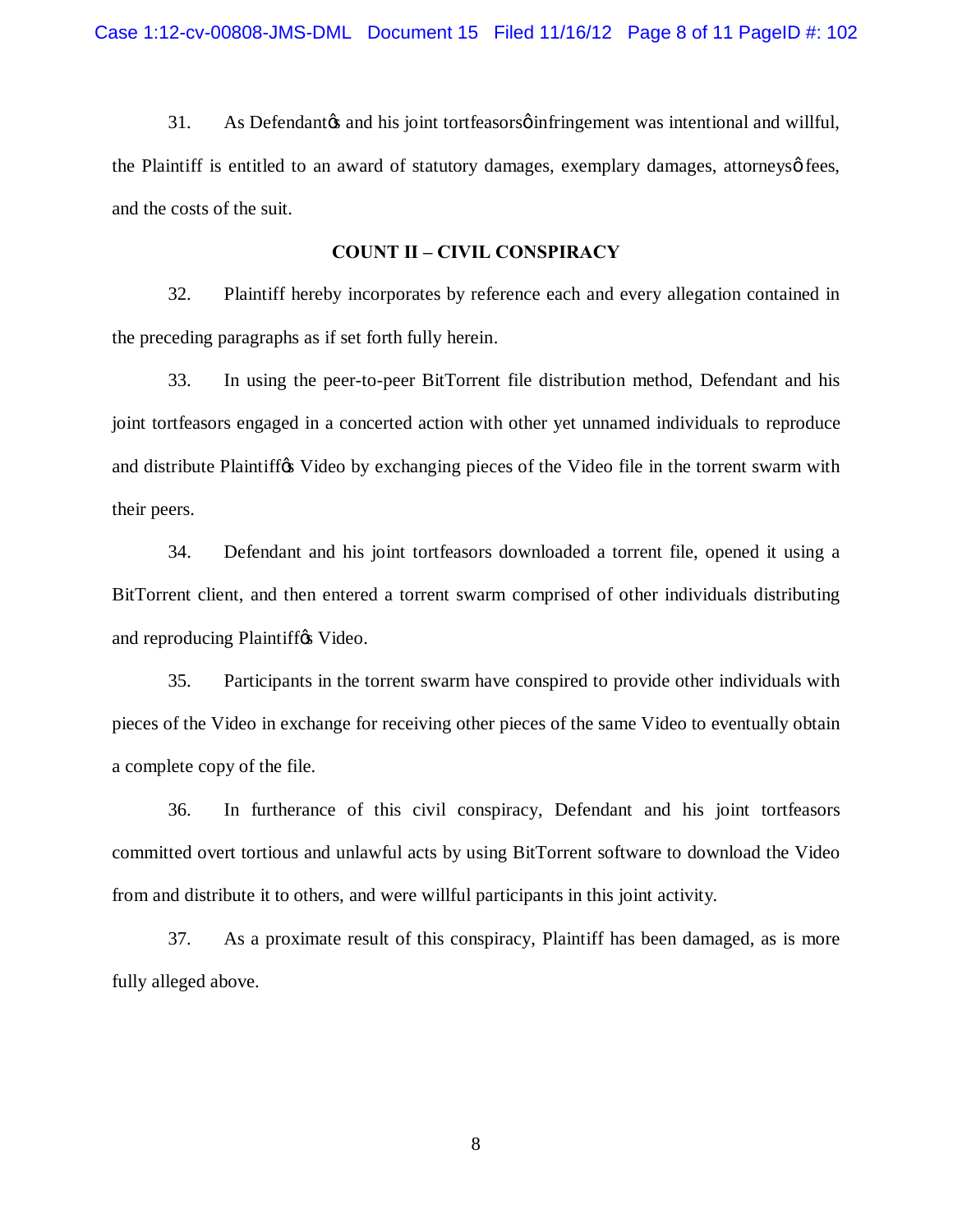31. As Defendant's and his joint tortfeasors' infringement was intentional and willful, the Plaintiff is entitled to an award of statutory damages, exemplary damages, attorneys' fees, and the costs of the suit.

**COUNT II – CIVIL CONSPIRACY**

32. Plaintiff hereby incorporates by reference each and every allegation contained in the preceding paragraphs as if set forth fully herein.

33. In using the peer-to-peer BitTorrent file distribution method, Defendant and his joint tortfeasors engaged in a concerted action with other yet unnamed individuals to reproduce and distribute Plaintiff's Video by exchanging pieces of the Video file in the torrent swarm with their peers.

34. Defendant and his joint tortfeasors downloaded a torrent file, opened it using a BitTorrent client, and then entered a torrent swarm comprised of other individuals distributing and reproducing Plaintiff's Video.

35. Participants in the torrent swarm have conspired to provide other individuals with pieces of the Video in exchange for receiving other pieces of the same Video to eventually obtain a complete copy of the file.

36. In furtherance of this civil conspiracy, Defendant and his joint tortfeasors committed overt tortious and unlawful acts by using BitTorrent software to download the Video from and distribute it to others, and were willful participants in this joint activity.

37. As a proximate result of this conspiracy, Plaintiff has been damaged, as is more fully alleged above.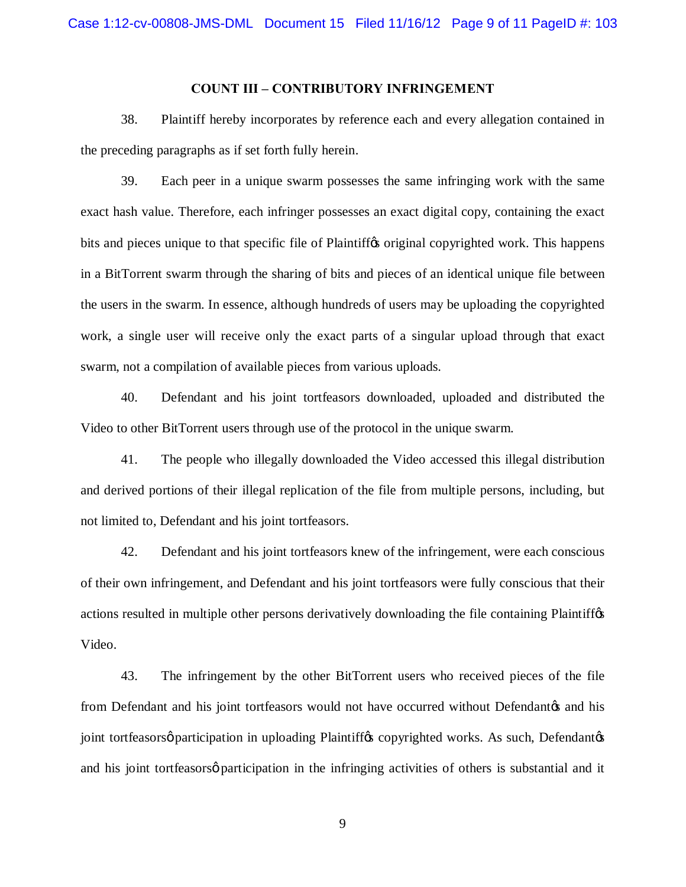### COUNT III – CONTRIBUTORY INFRINGEMENT

38. Plaintiff hereby incorporates by reference each and every allegation contained in the preceding paragraphs as if set forth fully herein.

39. Each peer in a unique swarm possesses the same infringing work with the same exact hash value. Therefore, each infringer possesses an exact digital copy, containing the exact bits and pieces unique to that specific file of Plaintiff's original copyrighted work. This happens in a BitTorrent swarm through the sharing of bits and pieces of an identical unique file between the users in the swarm. In essence, although hundreds of users may be uploading the copyrighted work, a single user will receive only the exact parts of a singular upload through that exact swarm, not a compilation of available pieces from various uploads.

40. Defendant and his joint tortfeasors downloaded, uploaded and distributed the Video to other BitTorrent users through use of the protocol in the unique swarm.

41. The people who illegally downloaded the Video accessed this illegal distribution and derived portions of their illegal replication of the file from multiple persons, including, but not limited to, Defendant and his joint tortfeasors.

42. Defendant and his joint tortfeasors knew of the infringement, were each conscious of their own infringement, and Defendant and his joint tortfeasors were fully conscious that their actions resulted in multiple other persons derivatively downloading the file containing Plaintiff's Video.

43. The infringement by the other BitTorrent users who received pieces of the file from Defendant and his joint tortfeasors would not have occurred without Defendant's and his joint tortfeasors' participation in uploading Plaintiff's copyrighted works. As such, Defendant's and his joint tortfeasors' participation in the infringing activities of others is substantial and it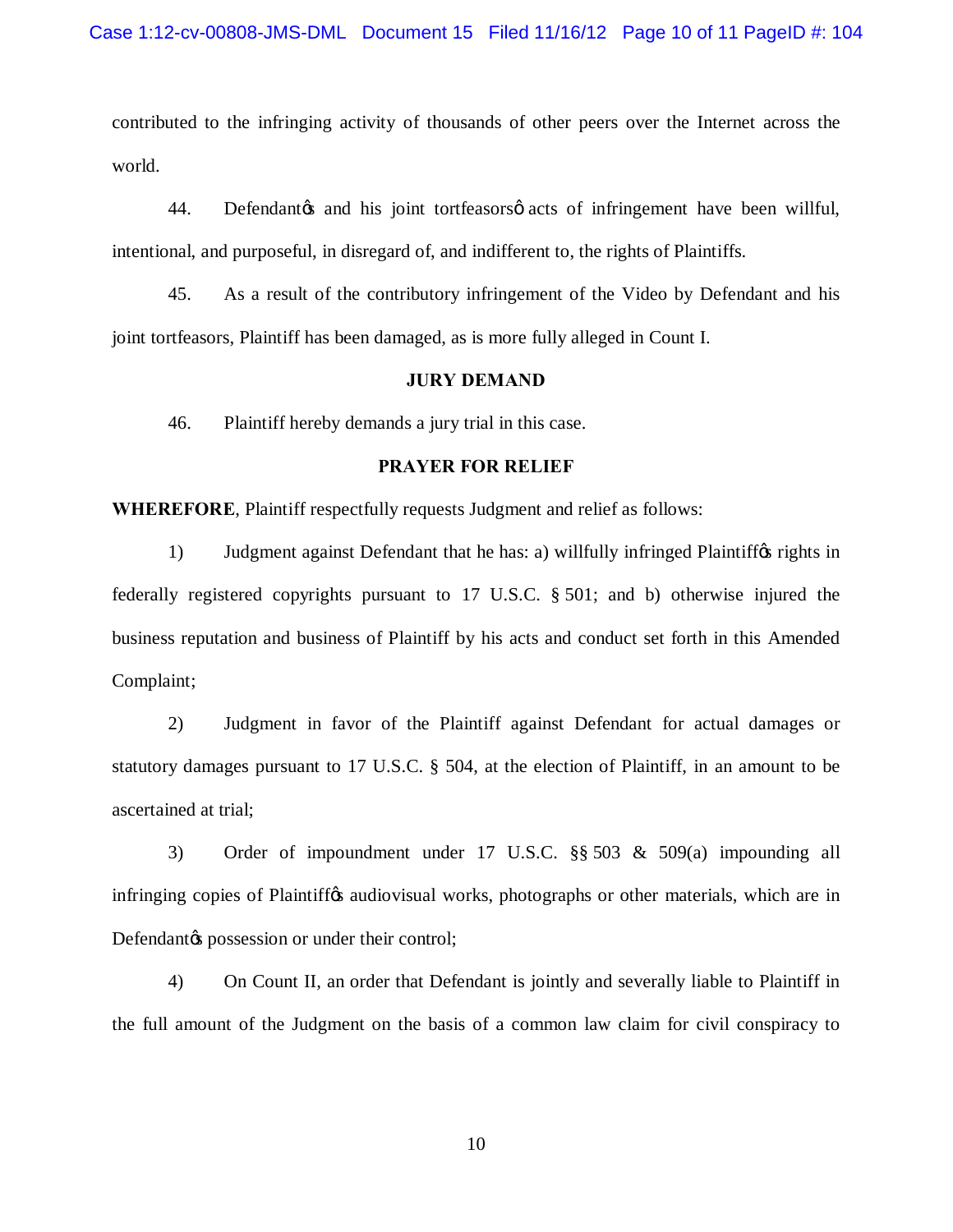contributed to the infringing activity of thousands of other peers over the Internet across the world.

44. Defendant's and his joint tortfeasors' acts of infringement have been willful, intentional, and purposeful, in disregard of, and indifferent to, the rights of Plaintiffs.

45. As a result of the contributory infringement of the Video by Defendant and his joint tortfeasors, Plaintiff has been damaged, as is more fully alleged in Count I.

## JURY DEMAND

46. Plaintiff hereby demands a jury trial in this case.

## PRAYER FOR RELIEF

**WHEREFORE**, Plaintiff respectfully requests Judgment and relief as follows:

1) Judgment against Defendant that he has: a) willfully infringed Plaintiff's rights in federally registered copyrights pursuant to 17 U.S.C. § 501; and b) otherwise injured the business reputation and business of Plaintiff by his acts and conduct set forth in this Amended Complaint;

2) Judgment in favor of the Plaintiff against Defendant for actual damages or statutory damages pursuant to 17 U.S.C. § 504, at the election of Plaintiff, in an amount to be ascertained at trial;

3) Order of impoundment under 17 U.S.C. §§ 503 & 509(a) impounding all infringing copies of Plaintiff's audiovisual works, photographs or other materials, which are in Defendant's possession or under their control;

4) On Count II, an order that Defendant is jointly and severally liable to Plaintiff in the full amount of the Judgment on the basis of a common law claim for civil conspiracy to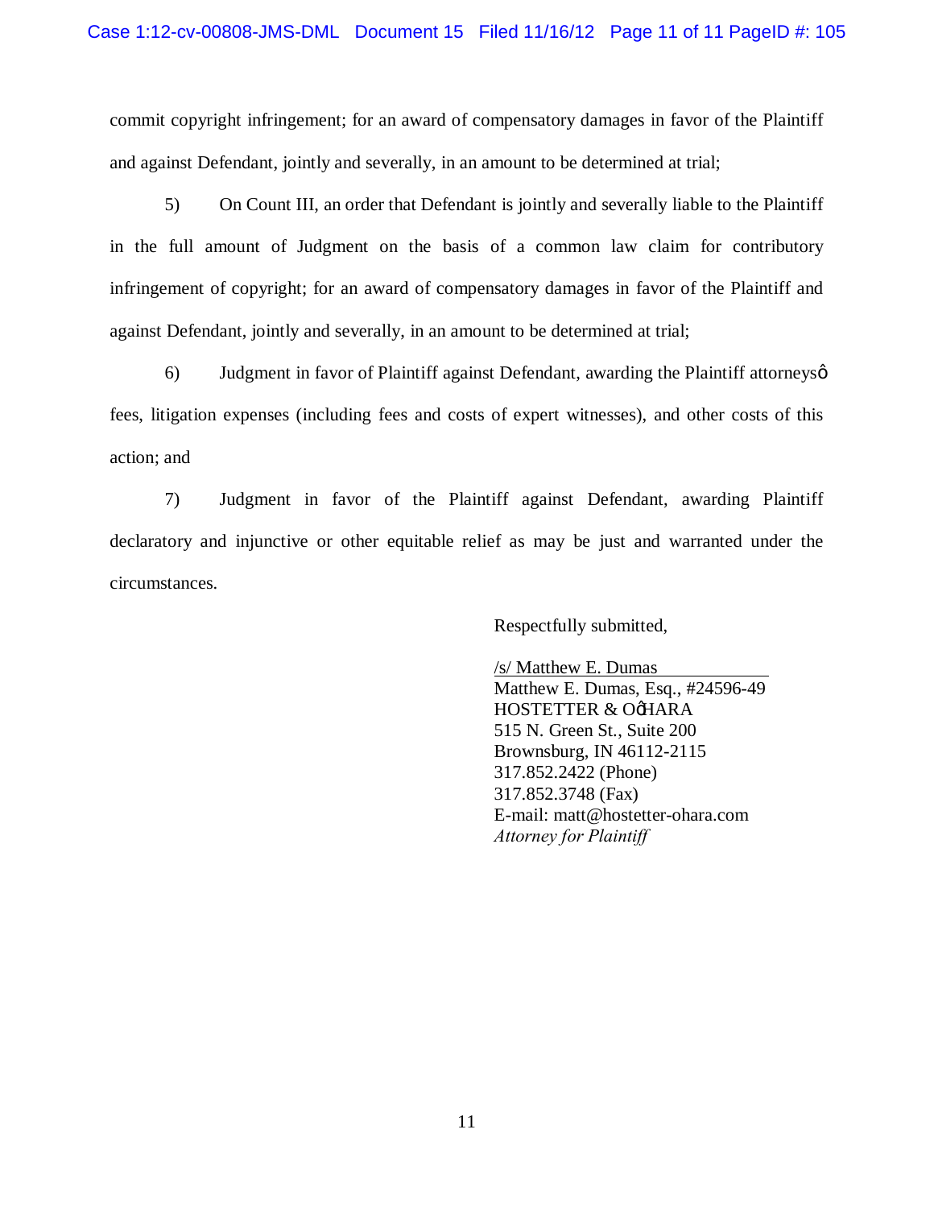commit copyright infringement; for an award of compensatory damages in favor of the Plaintiff and against Defendant, jointly and severally, in an amount to be determined at trial;

5) On Count III, an order that Defendant is jointly and severally liable to the Plaintiff in the full amount of Judgment on the basis of a common law claim for contributory infringement of copyright; for an award of compensatory damages in favor of the Plaintiff and against Defendant, jointly and severally, in an amount to be determined at trial;

6) Judgment in favor of Plaintiff against Defendant, awarding the Plaintiff attorneysô fees, litigation expenses (including fees and costs of expert witnesses), and other costs of this action; and

7) Judgment in favor of the Plaintiff against Defendant, awarding Plaintiff declaratory and injunctive or other equitable relief as may be just and warranted under the circumstances.

Respectfully submitted,

/s/ Matthew E. Dumas  
Matthew E. Dumas, Esq., #24596-49  
HOSTETTER & OøHARA  
515 N. Green St., Suite 200  
Brownsburg, IN 46112-2115  
317.852.2422 (Phone)  
317.852.3748 (Fax)  
E-mail: matt@hostetter-ohara.com  
*Attorney for Plaintiff*